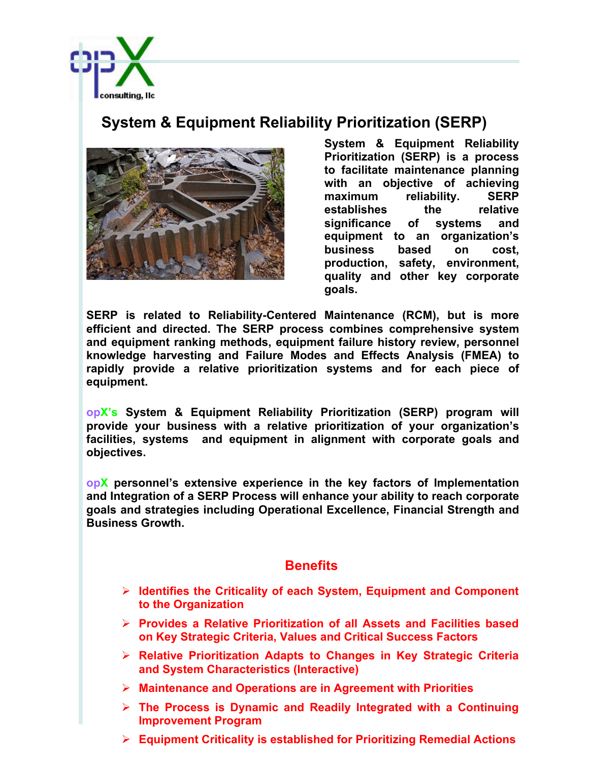# System & Equipment Reliability Prioritization (SERP)

**System & Equipment Reliability Prioritization (SERP) is a process to facilitate maintenance planning with an objective of achieving maximum reliability. SERP establishes the relative significance of systems and equipment to an organization's business based on cost, production, safety, environment, quality and other key corporate goals.**

**SERP is related to Reliability-Centered Maintenance (RCM), but is more efficient and directed. The SERP process combines comprehensive system and equipment ranking methods, equipment failure history review, personnel knowledge harvesting and Failure Modes and Effects Analysis (FMEA) to rapidly provide a relative prioritization systems and for each piece of equipment.**

**opX's System & Equipment Reliability Prioritization (SERP) program will provide your business with a relative prioritization of your organization's facilities, systems and equipment in alignment with corporate goals and objectives.**

**opX personnel's extensive experience in the key factors of Implementation and Integration of a SERP Process will enhance your ability to reach corporate goals and strategies including Operational Excellence, Financial Strength and Business Growth.**

## Benefits

- **Identifies the Criticality of each System, Equipment and Component to the Organization**
- **Provides a Relative Prioritization of all Assets and Facilities based on Key Strategic Criteria, Values and Critical Success Factors**
- **Relative Prioritization Adapts to Changes in Key Strategic Criteria and System Characteristics (Interactive)**
- **Maintenance and Operations are in Agreement with Priorities**
- **The Process is Dynamic and Readily Integrated with a Continuing Improvement Program**
- **Equipment Criticality is established for Prioritizing Remedial Actions**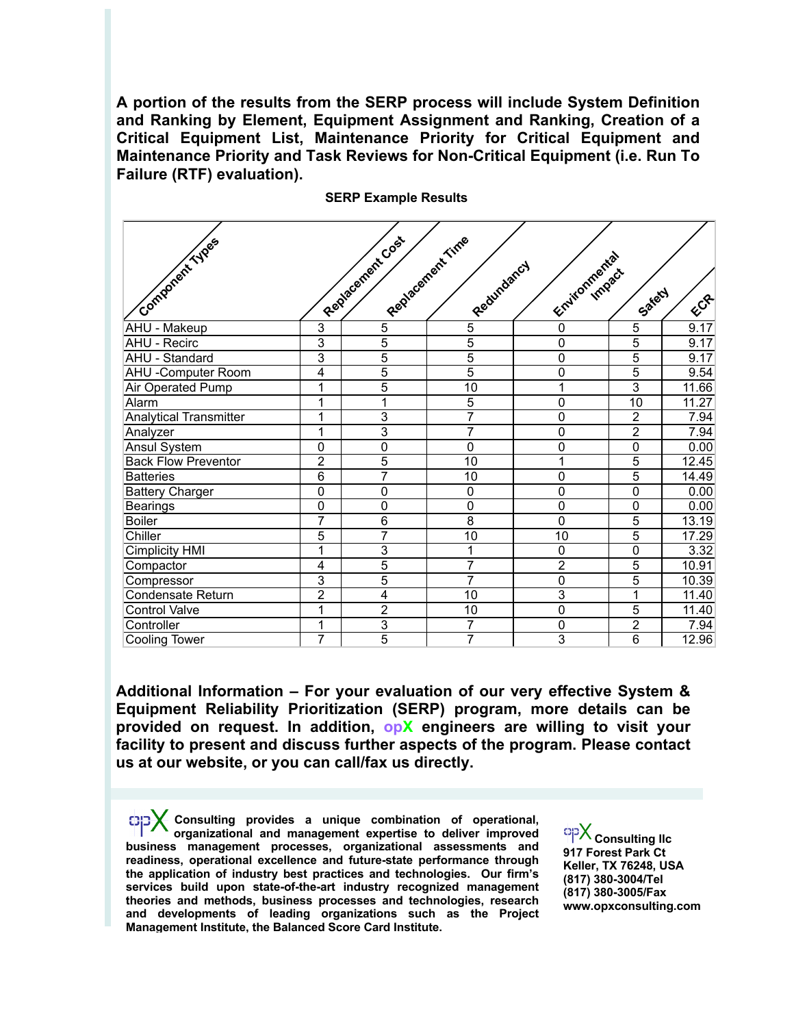**A portion of the results from the SERP process will include System Definition and Ranking by Element, Equipment Assignment and Ranking, Creation of a Critical Equipment List, Maintenance Priority for Critical Equipment and Maintenance Priority and Task Reviews for Non-Critical Equipment (i.e. Run To Failure (RTF) evaluation).**

**SERP Example Results**

| Component Types | Replacement Cost | Replacement Time | Redundancy | Environmental Impact | Safety | ECR |
|---|---|---|---|---|---|---|
| AHU - Makeup | 3 | 5 | 5 | 0 | 5 | 9.17 |
| AHU - Recirc | 3 | 5 | 5 | 0 | 5 | 9.17 |
| AHU - Standard | 3 | 5 | 5 | 0 | 5 | 9.17 |
| AHU -Computer Room | 4 | 5 | 5 | 0 | 5 | 9.54 |
| Air Operated Pump | 1 | 5 | 10 | 1 | 3 | 11.66 |
| Alarm | 1 | 1 | 5 | 0 | 10 | 11.27 |
| Analytical Transmitter | 1 | 3 | 7 | 0 | 2 | 7.94 |
| Analyzer | 1 | 3 | 7 | 0 | 2 | 7.94 |
| Ansul System | 0 | 0 | 0 | 0 | 0 | 0.00 |
| Back Flow Preventor | 2 | 5 | 10 | 1 | 5 | 12.45 |
| Batteries | 6 | 7 | 10 | 0 | 5 | 14.49 |
| Battery Charger | 0 | 0 | 0 | 0 | 0 | 0.00 |
| Bearings | 0 | 0 | 0 | 0 | 0 | 0.00 |
| Boiler | 7 | 6 | 8 | 0 | 5 | 13.19 |
| Chiller | 5 | 7 | 10 | 10 | 5 | 17.29 |
| Cimplicity HMI | 1 | 3 | 1 | 0 | 0 | 3.32 |
| Compactor | 4 | 5 | 7 | 2 | 5 | 10.91 |
| Compressor | 3 | 5 | 7 | 0 | 5 | 10.39 |
| Condensate Return | 2 | 4 | 10 | 3 | 1 | 11.40 |
| Control Valve | 1 | 2 | 10 | 0 | 5 | 11.40 |
| Controller | 1 | 3 | 7 | 0 | 2 | 7.94 |
| Cooling Tower | 7 | 5 | 7 | 3 | 6 | 12.96 |

**Additional Information – For your evaluation of our very effective System & Equipment Reliability Prioritization (SERP) program, more details can be provided on request. In addition, opX engineers are willing to visit your facility to present and discuss further aspects of the program. Please contact us at our website, or you can call/fax us directly.**

**opX Consulting provides a unique combination of operational, organizational and management expertise to deliver improved business management processes, organizational assessments and readiness, operational excellence and future-state performance through the application of industry best practices and technologies. Our firm's services build upon state-of-the-art industry recognized management theories and methods, business processes and technologies, research and developments of leading organizations such as the Project Management Institute, the Balanced Score Card Institute.**

**opX Consulting llc**
**917 Forest Park Ct**
**Keller, TX 76248, USA**
**(817) 380-3004/Tel**
**(817) 380-3005/Fax**
**www.opxconsulting.com**